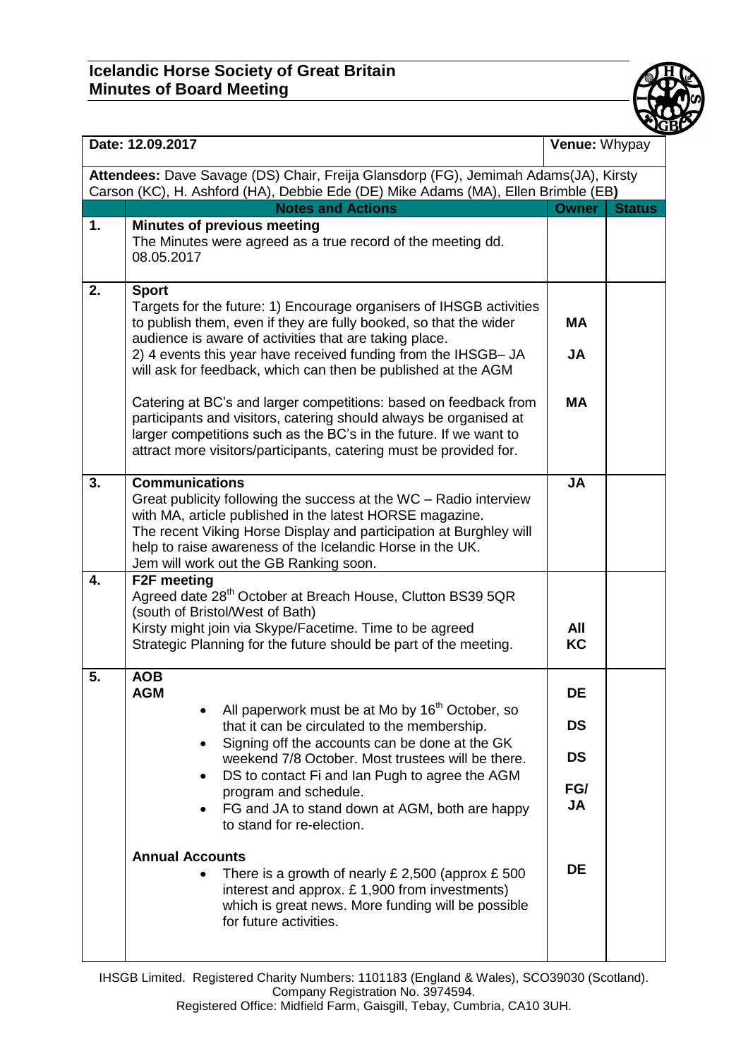# Icelandic Horse Society of Great Britain
## Minutes of Board Meeting

**Date:** 12.09.2017 | **Venue:** Whypay

**Attendees:** Dave Savage (DS) Chair, Freija Glansdorp (FG), Jemimah Adams(JA), Kirsty Carson (KC), H. Ashford (HA), Debbie Ede (DE) Mike Adams (MA), Ellen Brimble (EB)

| | Notes and Actions | Owner | Status |
|---|---|---|---|
| 1. | **Minutes of previous meeting**<br>The Minutes were agreed as a true record of the meeting dd. 08.05.2017 | | |
| 2. | **Sport**<br>Targets for the future: 1) Encourage organisers of IHSGB activities to publish them, even if they are fully booked, so that the wider audience is aware of activities that are taking place. | MA | |
| | 2) 4 events this year have received funding from the IHSGB– JA will ask for feedback, which can then be published at the AGM | JA | |
| | Catering at BC's and larger competitions: based on feedback from participants and visitors, catering should always be organised at larger competitions such as the BC's in the future. If we want to attract more visitors/participants, catering must be provided for. | MA | |
| 3. | **Communications**<br>Great publicity following the success at the WC – Radio interview with MA, article published in the latest HORSE magazine.<br>The recent Viking Horse Display and participation at Burghley will help to raise awareness of the Icelandic Horse in the UK.<br>Jem will work out the GB Ranking soon. | JA | |
| 4. | **F2F meeting**<br>Agreed date 28th October at Breach House, Clutton BS39 5QR (south of Bristol/West of Bath)<br>Kirsty might join via Skype/Facetime. Time to be agreed<br>Strategic Planning for the future should be part of the meeting. | All<br>KC | |
| 5. | **AOB**<br>**AGM**<br>• All paperwork must be at Mo by 16th October, so that it can be circulated to the membership. | DE | |
| | • Signing off the accounts can be done at the GK weekend 7/8 October. Most trustees will be there. | DS | |
| | • DS to contact Fi and Ian Pugh to agree the AGM program and schedule. | DS | |
| | • FG and JA to stand down at AGM, both are happy to stand for re-election. | FG/ JA | |
| | **Annual Accounts**<br>• There is a growth of nearly £ 2,500 (approx £ 500 interest and approx. £ 1,900 from investments) which is great news. More funding will be possible for future activities. | DE | |

IHSGB Limited. Registered Charity Numbers: 1101183 (England & Wales), SCO39030 (Scotland). Company Registration No. 3974594.
Registered Office: Midfield Farm, Gaisgill, Tebay, Cumbria, CA10 3UH.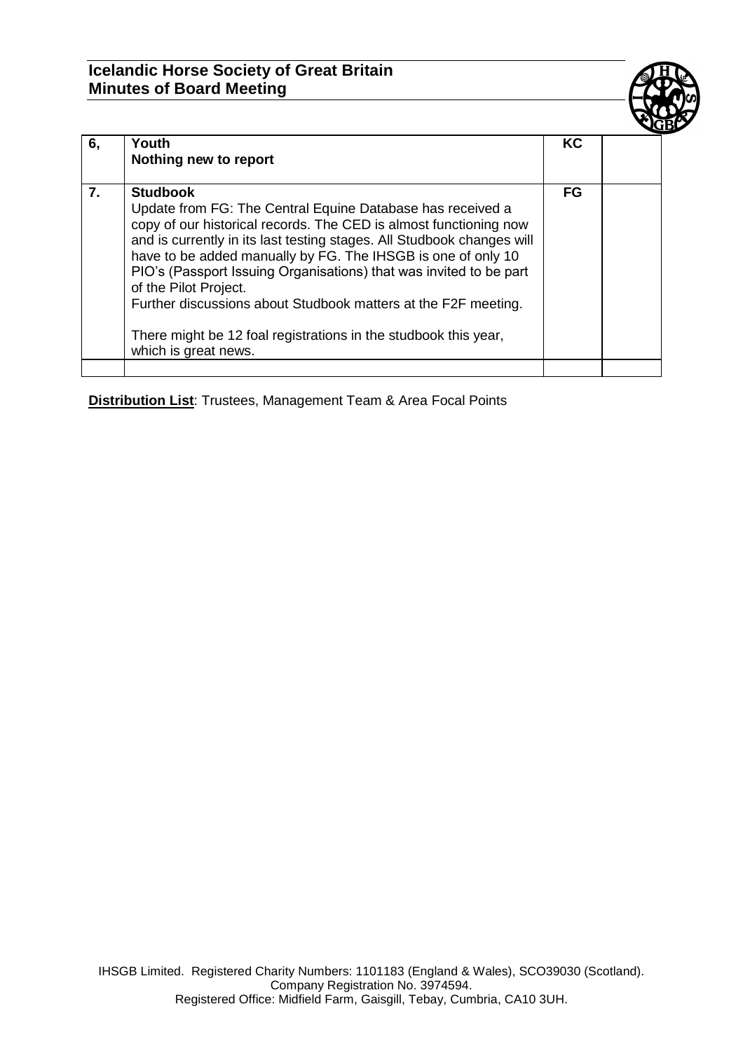| | | | |
|---|---|---|---|
| 6, | **Youth**<br>**Nothing new to report** | **KC** | |
| **7.** | **Studbook**<br>Update from FG: The Central Equine Database has received a copy of our historical records. The CED is almost functioning now and is currently in its last testing stages. All Studbook changes will have to be added manually by FG. The IHSGB is one of only 10 PIO's (Passport Issuing Organisations) that was invited to be part of the Pilot Project.<br>Further discussions about Studbook matters at the F2F meeting.<br><br>There might be 12 foal registrations in the studbook this year, which is great news. | **FG** | |
| | | | |

**Distribution List**: Trustees, Management Team & Area Focal Points

IHSGB Limited. Registered Charity Numbers: 1101183 (England & Wales), SCO39030 (Scotland). Company Registration No. 3974594. Registered Office: Midfield Farm, Gaisgill, Tebay, Cumbria, CA10 3UH.